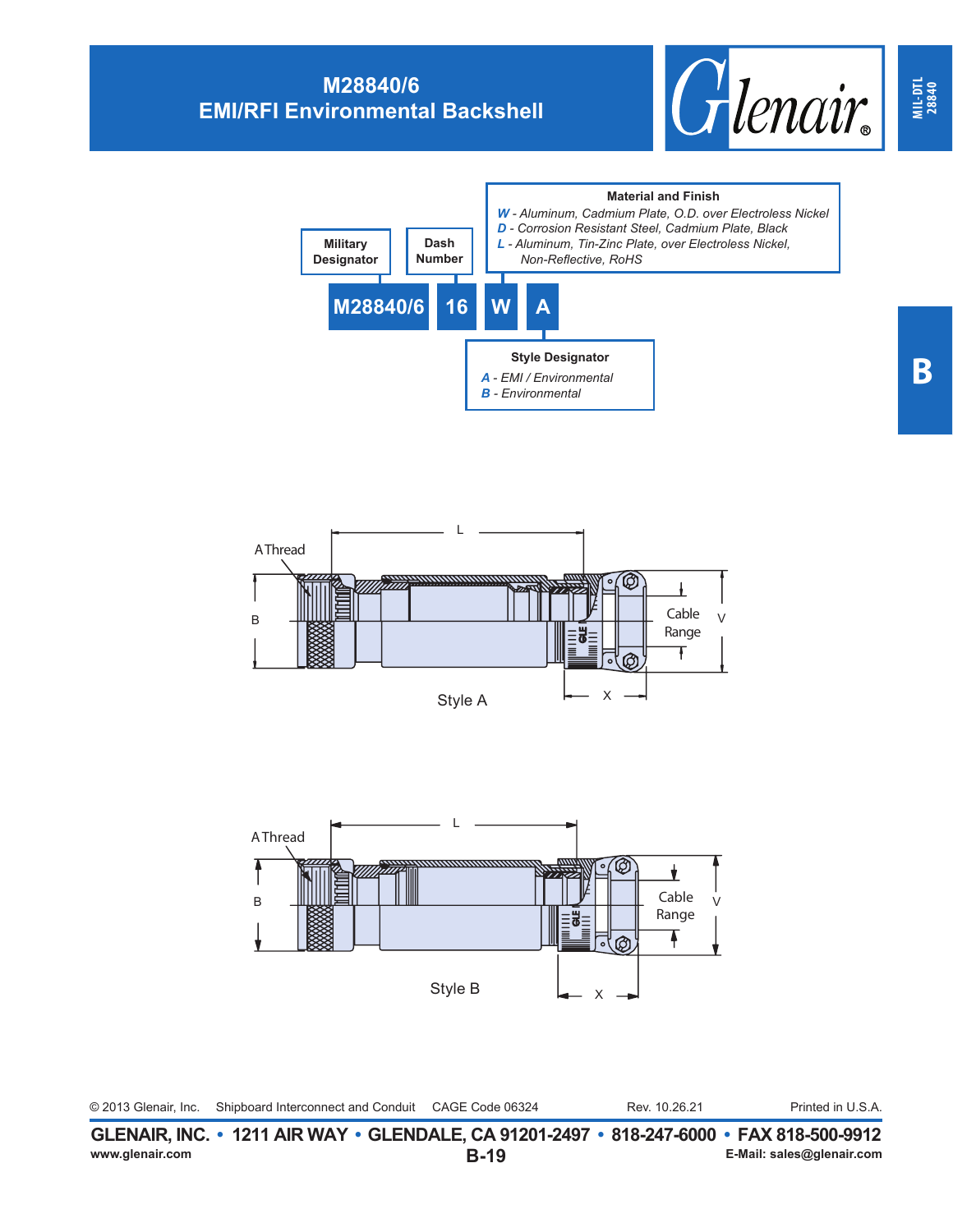# M28840/6
## EMI/RFI Environmental Backshell

**Military Designator** — M28840/6

**Dash Number** — 16

**Material and Finish** — W

- *W* - Aluminum, Cadmium Plate, O.D. over Electroless Nickel
- *D* - Corrosion Resistant Steel, Cadmium Plate, Black
- *L* - Aluminum, Tin-Zinc Plate, over Electroless Nickel, Non-Reflective, RoHS

**Style Designator** — A

- *A* - EMI / Environmental
- *B* - Environmental

M28840/6 16 W A

A Thread · B · L · Cable Range · V · X

Style A

A Thread · B · L · Cable Range · V · X

Style B

© 2013 Glenair, Inc. Shipboard Interconnect and Conduit CAGE Code 06324 Rev. 10.26.21 Printed in U.S.A.

**GLENAIR, INC. • 1211 AIR WAY • GLENDALE, CA 91201-2497 • 818-247-6000 • FAX 818-500-9912**

www.glenair.com E-Mail: sales@glenair.com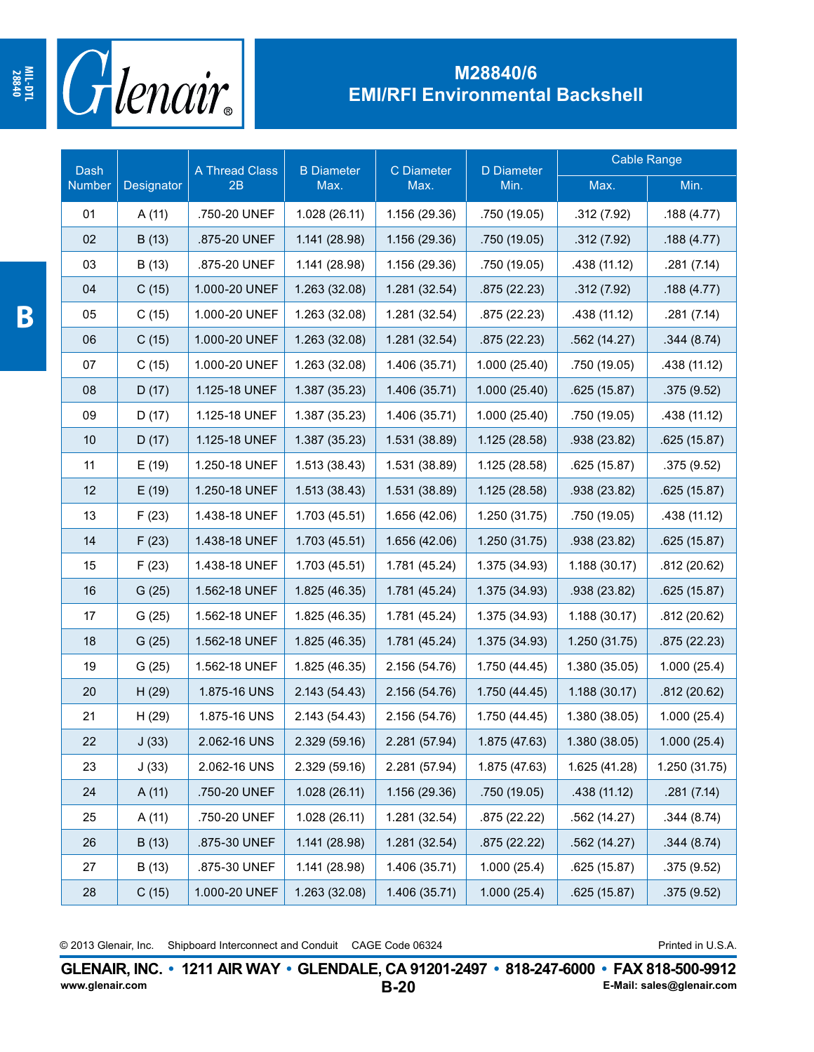# M28840/6
## EMI/RFI Environmental Backshell

| Dash Number | Designator | A Thread Class 2B | B Diameter Max. | C Diameter Max. | D Diameter Min. | Cable Range | |
|---|---|---|---|---|---|---|---|
| | | | | | | Max. | Min. |
| 01 | A (11) | .750-20 UNEF | 1.028 (26.11) | 1.156 (29.36) | .750 (19.05) | .312 (7.92) | .188 (4.77) |
| 02 | B (13) | .875-20 UNEF | 1.141 (28.98) | 1.156 (29.36) | .750 (19.05) | .312 (7.92) | .188 (4.77) |
| 03 | B (13) | .875-20 UNEF | 1.141 (28.98) | 1.156 (29.36) | .750 (19.05) | .438 (11.12) | .281 (7.14) |
| 04 | C (15) | 1.000-20 UNEF | 1.263 (32.08) | 1.281 (32.54) | .875 (22.23) | .312 (7.92) | .188 (4.77) |
| 05 | C (15) | 1.000-20 UNEF | 1.263 (32.08) | 1.281 (32.54) | .875 (22.23) | .438 (11.12) | .281 (7.14) |
| 06 | C (15) | 1.000-20 UNEF | 1.263 (32.08) | 1.281 (32.54) | .875 (22.23) | .562 (14.27) | .344 (8.74) |
| 07 | C (15) | 1.000-20 UNEF | 1.263 (32.08) | 1.406 (35.71) | 1.000 (25.40) | .750 (19.05) | .438 (11.12) |
| 08 | D (17) | 1.125-18 UNEF | 1.387 (35.23) | 1.406 (35.71) | 1.000 (25.40) | .625 (15.87) | .375 (9.52) |
| 09 | D (17) | 1.125-18 UNEF | 1.387 (35.23) | 1.406 (35.71) | 1.000 (25.40) | .750 (19.05) | .438 (11.12) |
| 10 | D (17) | 1.125-18 UNEF | 1.387 (35.23) | 1.531 (38.89) | 1.125 (28.58) | .938 (23.82) | .625 (15.87) |
| 11 | E (19) | 1.250-18 UNEF | 1.513 (38.43) | 1.531 (38.89) | 1.125 (28.58) | .625 (15.87) | .375 (9.52) |
| 12 | E (19) | 1.250-18 UNEF | 1.513 (38.43) | 1.531 (38.89) | 1.125 (28.58) | .938 (23.82) | .625 (15.87) |
| 13 | F (23) | 1.438-18 UNEF | 1.703 (45.51) | 1.656 (42.06) | 1.250 (31.75) | .750 (19.05) | .438 (11.12) |
| 14 | F (23) | 1.438-18 UNEF | 1.703 (45.51) | 1.656 (42.06) | 1.250 (31.75) | .938 (23.82) | .625 (15.87) |
| 15 | F (23) | 1.438-18 UNEF | 1.703 (45.51) | 1.781 (45.24) | 1.375 (34.93) | 1.188 (30.17) | .812 (20.62) |
| 16 | G (25) | 1.562-18 UNEF | 1.825 (46.35) | 1.781 (45.24) | 1.375 (34.93) | .938 (23.82) | .625 (15.87) |
| 17 | G (25) | 1.562-18 UNEF | 1.825 (46.35) | 1.781 (45.24) | 1.375 (34.93) | 1.188 (30.17) | .812 (20.62) |
| 18 | G (25) | 1.562-18 UNEF | 1.825 (46.35) | 1.781 (45.24) | 1.375 (34.93) | 1.250 (31.75) | .875 (22.23) |
| 19 | G (25) | 1.562-18 UNEF | 1.825 (46.35) | 2.156 (54.76) | 1.750 (44.45) | 1.380 (35.05) | 1.000 (25.4) |
| 20 | H (29) | 1.875-16 UNS | 2.143 (54.43) | 2.156 (54.76) | 1.750 (44.45) | 1.188 (30.17) | .812 (20.62) |
| 21 | H (29) | 1.875-16 UNS | 2.143 (54.43) | 2.156 (54.76) | 1.750 (44.45) | 1.380 (38.05) | 1.000 (25.4) |
| 22 | J (33) | 2.062-16 UNS | 2.329 (59.16) | 2.281 (57.94) | 1.875 (47.63) | 1.380 (38.05) | 1.000 (25.4) |
| 23 | J (33) | 2.062-16 UNS | 2.329 (59.16) | 2.281 (57.94) | 1.875 (47.63) | 1.625 (41.28) | 1.250 (31.75) |
| 24 | A (11) | .750-20 UNEF | 1.028 (26.11) | 1.156 (29.36) | .750 (19.05) | .438 (11.12) | .281 (7.14) |
| 25 | A (11) | .750-20 UNEF | 1.028 (26.11) | 1.281 (32.54) | .875 (22.22) | .562 (14.27) | .344 (8.74) |
| 26 | B (13) | .875-30 UNEF | 1.141 (28.98) | 1.281 (32.54) | .875 (22.22) | .562 (14.27) | .344 (8.74) |
| 27 | B (13) | .875-30 UNEF | 1.141 (28.98) | 1.406 (35.71) | 1.000 (25.4) | .625 (15.87) | .375 (9.52) |
| 28 | C (15) | 1.000-20 UNEF | 1.263 (32.08) | 1.406 (35.71) | 1.000 (25.4) | .625 (15.87) | .375 (9.52) |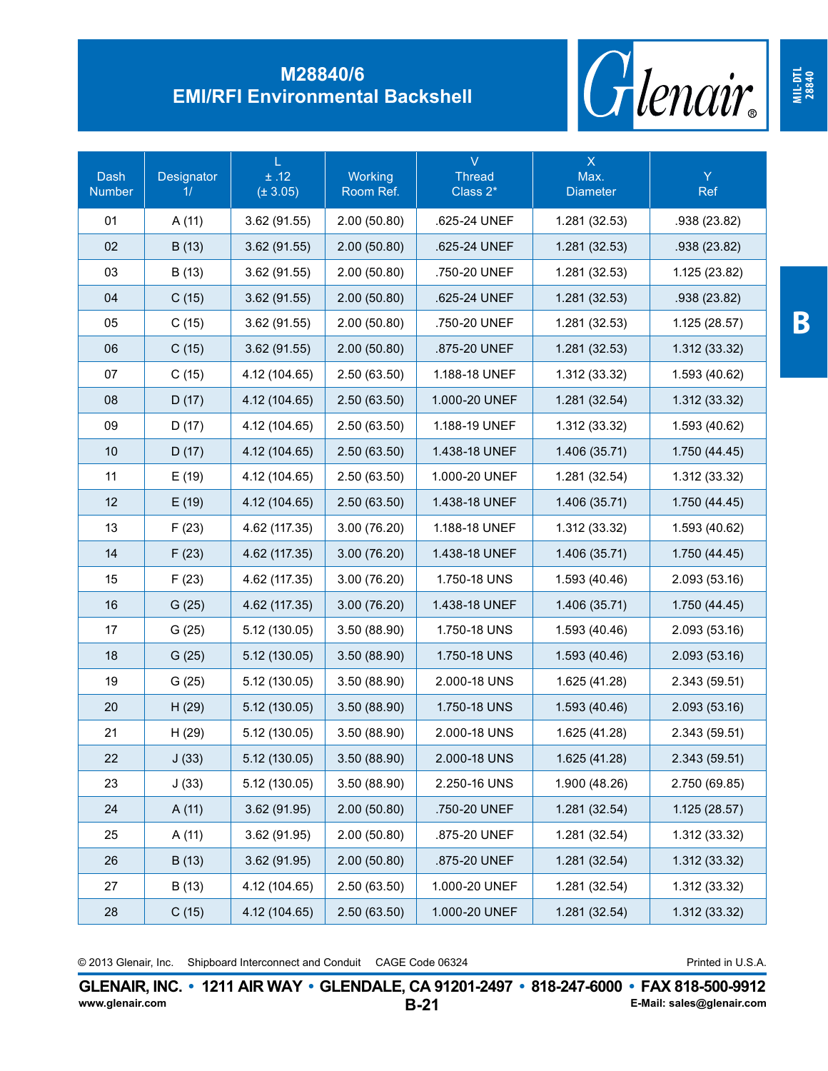# M28840/6
## EMI/RFI Environmental Backshell

| Dash Number | Designator 1/ | L ± .12 (± 3.05) | Working Room Ref. | V Thread Class 2* | X Max. Diameter | Y Ref |
|---|---|---|---|---|---|---|
| 01 | A (11) | 3.62 (91.55) | 2.00 (50.80) | .625-24 UNEF | 1.281 (32.53) | .938 (23.82) |
| 02 | B (13) | 3.62 (91.55) | 2.00 (50.80) | .625-24 UNEF | 1.281 (32.53) | .938 (23.82) |
| 03 | B (13) | 3.62 (91.55) | 2.00 (50.80) | .750-20 UNEF | 1.281 (32.53) | 1.125 (23.82) |
| 04 | C (15) | 3.62 (91.55) | 2.00 (50.80) | .625-24 UNEF | 1.281 (32.53) | .938 (23.82) |
| 05 | C (15) | 3.62 (91.55) | 2.00 (50.80) | .750-20 UNEF | 1.281 (32.53) | 1.125 (28.57) |
| 06 | C (15) | 3.62 (91.55) | 2.00 (50.80) | .875-20 UNEF | 1.281 (32.53) | 1.312 (33.32) |
| 07 | C (15) | 4.12 (104.65) | 2.50 (63.50) | 1.188-18 UNEF | 1.312 (33.32) | 1.593 (40.62) |
| 08 | D (17) | 4.12 (104.65) | 2.50 (63.50) | 1.000-20 UNEF | 1.281 (32.54) | 1.312 (33.32) |
| 09 | D (17) | 4.12 (104.65) | 2.50 (63.50) | 1.188-19 UNEF | 1.312 (33.32) | 1.593 (40.62) |
| 10 | D (17) | 4.12 (104.65) | 2.50 (63.50) | 1.438-18 UNEF | 1.406 (35.71) | 1.750 (44.45) |
| 11 | E (19) | 4.12 (104.65) | 2.50 (63.50) | 1.000-20 UNEF | 1.281 (32.54) | 1.312 (33.32) |
| 12 | E (19) | 4.12 (104.65) | 2.50 (63.50) | 1.438-18 UNEF | 1.406 (35.71) | 1.750 (44.45) |
| 13 | F (23) | 4.62 (117.35) | 3.00 (76.20) | 1.188-18 UNEF | 1.312 (33.32) | 1.593 (40.62) |
| 14 | F (23) | 4.62 (117.35) | 3.00 (76.20) | 1.438-18 UNEF | 1.406 (35.71) | 1.750 (44.45) |
| 15 | F (23) | 4.62 (117.35) | 3.00 (76.20) | 1.750-18 UNS | 1.593 (40.46) | 2.093 (53.16) |
| 16 | G (25) | 4.62 (117.35) | 3.00 (76.20) | 1.438-18 UNEF | 1.406 (35.71) | 1.750 (44.45) |
| 17 | G (25) | 5.12 (130.05) | 3.50 (88.90) | 1.750-18 UNS | 1.593 (40.46) | 2.093 (53.16) |
| 18 | G (25) | 5.12 (130.05) | 3.50 (88.90) | 1.750-18 UNS | 1.593 (40.46) | 2.093 (53.16) |
| 19 | G (25) | 5.12 (130.05) | 3.50 (88.90) | 2.000-18 UNS | 1.625 (41.28) | 2.343 (59.51) |
| 20 | H (29) | 5.12 (130.05) | 3.50 (88.90) | 1.750-18 UNS | 1.593 (40.46) | 2.093 (53.16) |
| 21 | H (29) | 5.12 (130.05) | 3.50 (88.90) | 2.000-18 UNS | 1.625 (41.28) | 2.343 (59.51) |
| 22 | J (33) | 5.12 (130.05) | 3.50 (88.90) | 2.000-18 UNS | 1.625 (41.28) | 2.343 (59.51) |
| 23 | J (33) | 5.12 (130.05) | 3.50 (88.90) | 2.250-16 UNS | 1.900 (48.26) | 2.750 (69.85) |
| 24 | A (11) | 3.62 (91.95) | 2.00 (50.80) | .750-20 UNEF | 1.281 (32.54) | 1.125 (28.57) |
| 25 | A (11) | 3.62 (91.95) | 2.00 (50.80) | .875-20 UNEF | 1.281 (32.54) | 1.312 (33.32) |
| 26 | B (13) | 3.62 (91.95) | 2.00 (50.80) | .875-20 UNEF | 1.281 (32.54) | 1.312 (33.32) |
| 27 | B (13) | 4.12 (104.65) | 2.50 (63.50) | 1.000-20 UNEF | 1.281 (32.54) | 1.312 (33.32) |
| 28 | C (15) | 4.12 (104.65) | 2.50 (63.50) | 1.000-20 UNEF | 1.281 (32.54) | 1.312 (33.32) |